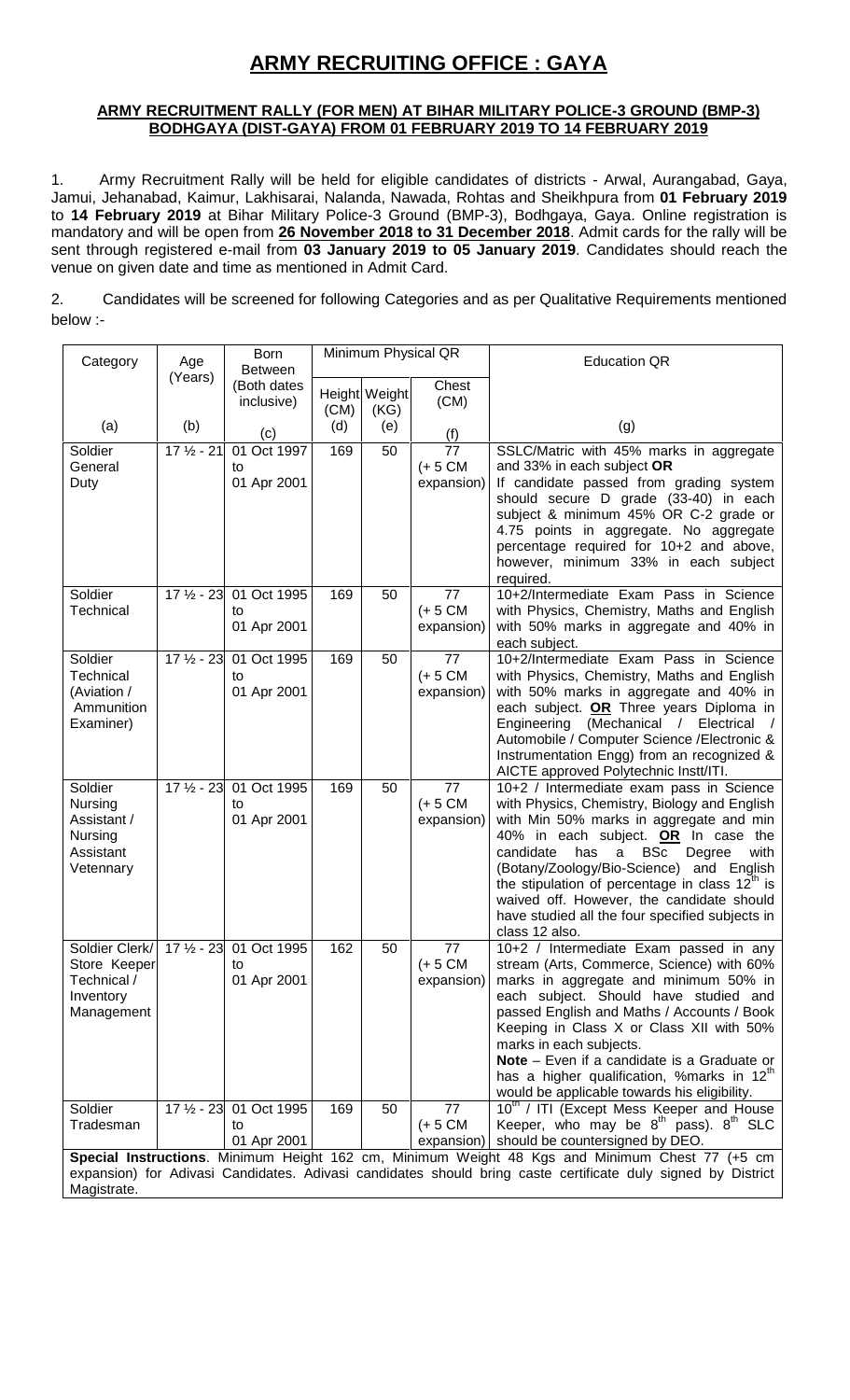# ARMY RECRUITING OFFICE : GAYA

## ARMY RECRUITMENT RALLY (FOR MEN) AT BIHAR MILITARY POLICE-3 GROUND (BMP-3) BODHGAYA (DIST-GAYA) FROM 01 FEBRUARY 2019 TO 14 FEBRUARY 2019

1. Army Recruitment Rally will be held for eligible candidates of districts - Arwal, Aurangabad, Gaya, Jamui, Jehanabad, Kaimur, Lakhisarai, Nalanda, Nawada, Rohtas and Sheikhpura from **01 February 2019** to **14 February 2019** at Bihar Military Police-3 Ground (BMP-3), Bodhgaya, Gaya. Online registration is mandatory and will be open from **26 November 2018 to 31 December 2018**. Admit cards for the rally will be sent through registered e-mail from **03 January 2019 to 05 January 2019**. Candidates should reach the venue on given date and time as mentioned in Admit Card.

2. Candidates will be screened for following Categories and as per Qualitative Requirements mentioned below :-

| Category | Age (Years) | Born Between (Both dates inclusive) | Minimum Physical QR | | | Education QR |
|---|---|---|---|---|---|---|
| | | | Height (CM) | Weight (KG) | Chest (CM) | |
| (a) | (b) | (c) | (d) | (e) | (f) | (g) |
| Soldier General Duty | 17 ½ - 21 | 01 Oct 1997 to 01 Apr 2001 | 169 | 50 | 77 (+ 5 CM expansion) | SSLC/Matric with 45% marks in aggregate and 33% in each subject **OR** If candidate passed from grading system should secure D grade (33-40) in each subject & minimum 45% OR C-2 grade or 4.75 points in aggregate. No aggregate percentage required for 10+2 and above, however, minimum 33% in each subject required. |
| Soldier Technical | 17 ½ - 23 | 01 Oct 1995 to 01 Apr 2001 | 169 | 50 | 77 (+ 5 CM expansion) | 10+2/Intermediate Exam Pass in Science with Physics, Chemistry, Maths and English with 50% marks in aggregate and 40% in each subject. |
| Soldier Technical (Aviation / Ammunition Examiner) | 17 ½ - 23 | 01 Oct 1995 to 01 Apr 2001 | 169 | 50 | 77 (+ 5 CM expansion) | 10+2/Intermediate Exam Pass in Science with Physics, Chemistry, Maths and English with 50% marks in aggregate and 40% in each subject. **OR** Three years Diploma in Engineering (Mechanical / Electrical / Automobile / Computer Science /Electronic & Instrumentation Engg) from an recognized & AICTE approved Polytechnic Instt/ITI. |
| Soldier Nursing Assistant / Nursing Assistant Vetennary | 17 ½ - 23 | 01 Oct 1995 to 01 Apr 2001 | 169 | 50 | 77 (+ 5 CM expansion) | 10+2 / Intermediate exam pass in Science with Physics, Chemistry, Biology and English with Min 50% marks in aggregate and min 40% in each subject. **OR** In case the candidate has a BSc Degree with (Botany/Zoology/Bio-Science) and English the stipulation of percentage in class 12th is waived off. However, the candidate should have studied all the four specified subjects in class 12 also. |
| Soldier Clerk/ Store Keeper Technical / Inventory Management | 17 ½ - 23 | 01 Oct 1995 to 01 Apr 2001 | 162 | 50 | 77 (+ 5 CM expansion) | 10+2 / Intermediate Exam passed in any stream (Arts, Commerce, Science) with 60% marks in aggregate and minimum 50% in each subject. Should have studied and passed English and Maths / Accounts / Book Keeping in Class X or Class XII with 50% marks in each subjects. **Note** – Even if a candidate is a Graduate or has a higher qualification, %marks in 12th would be applicable towards his eligibility. |
| Soldier Tradesman | 17 ½ - 23 | 01 Oct 1995 to 01 Apr 2001 | 169 | 50 | 77 (+ 5 CM expansion) | 10th / ITI (Except Mess Keeper and House Keeper, who may be 8th pass). 8th SLC should be countersigned by DEO. |
| **Special Instructions**. Minimum Height 162 cm, Minimum Weight 48 Kgs and Minimum Chest 77 (+5 cm expansion) for Adivasi Candidates. Adivasi candidates should bring caste certificate duly signed by District Magistrate. | | | | | | |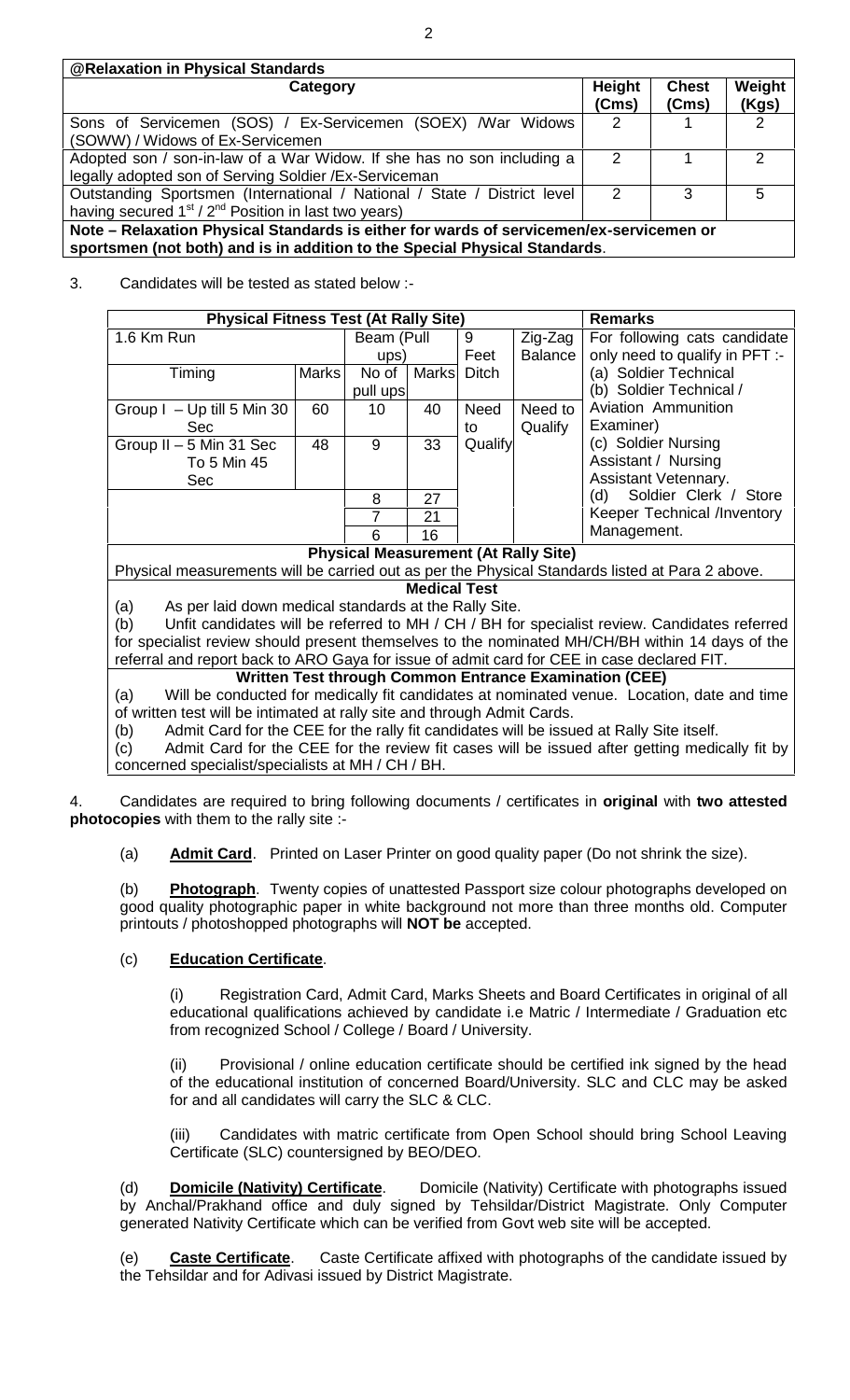**@Relaxation in Physical Standards**

| Category | Height (Cms) | Chest (Cms) | Weight (Kgs) |
|---|---|---|---|
| Sons of Servicemen (SOS) / Ex-Servicemen (SOEX) /War Widows (SOWW) / Widows of Ex-Servicemen | 2 | 1 | 2 |
| Adopted son / son-in-law of a War Widow. If she has no son including a legally adopted son of Serving Soldier /Ex-Serviceman | 2 | 1 | 2 |
| Outstanding Sportsmen (International / National / State / District level having secured 1st / 2nd Position in last two years) | 2 | 3 | 5 |

**Note – Relaxation Physical Standards is either for wards of servicemen/ex-servicemen or sportsmen (not both) and is in addition to the Special Physical Standards**.

3. Candidates will be tested as stated below :-

| **Physical Fitness Test (At Rally Site)** | | | | | | **Remarks** |
|---|---|---|---|---|---|---|
| 1.6 Km Run | | Beam (Pull ups) | | 9 Feet Ditch | Zig-Zag Balance | For following cats candidate only need to qualify in PFT :- (a) Soldier Technical (b) Soldier Technical / Aviation Ammunition Examiner) (c) Soldier Nursing Assistant / Nursing Assistant Vetennary. (d) Soldier Clerk / Store Keeper Technical /Inventory Management. |
| Timing | Marks | No of pull ups | Marks | | | |
| Group I – Up till 5 Min 30 Sec | 60 | 10 | 40 | Need to Qualify | Need to Qualify | |
| Group II – 5 Min 31 Sec To 5 Min 45 Sec | 48 | 9 | 33 | | | |
| | | 8 | 27 | | | |
| | | 7 | 21 | | | |
| | | 6 | 16 | | | |

**Physical Measurement (At Rally Site)**

Physical measurements will be carried out as per the Physical Standards listed at Para 2 above.

**Medical Test**

(a) As per laid down medical standards at the Rally Site.

(b) Unfit candidates will be referred to MH / CH / BH for specialist review. Candidates referred for specialist review should present themselves to the nominated MH/CH/BH within 14 days of the referral and report back to ARO Gaya for issue of admit card for CEE in case declared FIT.

**Written Test through Common Entrance Examination (CEE)**

(a) Will be conducted for medically fit candidates at nominated venue. Location, date and time of written test will be intimated at rally site and through Admit Cards.

(b) Admit Card for the CEE for the rally fit candidates will be issued at Rally Site itself.

(c) Admit Card for the CEE for the review fit cases will be issued after getting medically fit by concerned specialist/specialists at MH / CH / BH.

4. Candidates are required to bring following documents / certificates in **original** with **two attested photocopies** with them to the rally site :-

(a) **Admit Card**. Printed on Laser Printer on good quality paper (Do not shrink the size).

(b) **Photograph**. Twenty copies of unattested Passport size colour photographs developed on good quality photographic paper in white background not more than three months old. Computer printouts / photoshopped photographs will **NOT be** accepted.

(c) **Education Certificate**.

(i) Registration Card, Admit Card, Marks Sheets and Board Certificates in original of all educational qualifications achieved by candidate i.e Matric / Intermediate / Graduation etc from recognized School / College / Board / University.

(ii) Provisional / online education certificate should be certified ink signed by the head of the educational institution of concerned Board/University. SLC and CLC may be asked for and all candidates will carry the SLC & CLC.

(iii) Candidates with matric certificate from Open School should bring School Leaving Certificate (SLC) countersigned by BEO/DEO.

(d) **Domicile (Nativity) Certificate**. Domicile (Nativity) Certificate with photographs issued by Anchal/Prakhand office and duly signed by Tehsildar/District Magistrate. Only Computer generated Nativity Certificate which can be verified from Govt web site will be accepted.

(e) **Caste Certificate**. Caste Certificate affixed with photographs of the candidate issued by the Tehsildar and for Adivasi issued by District Magistrate.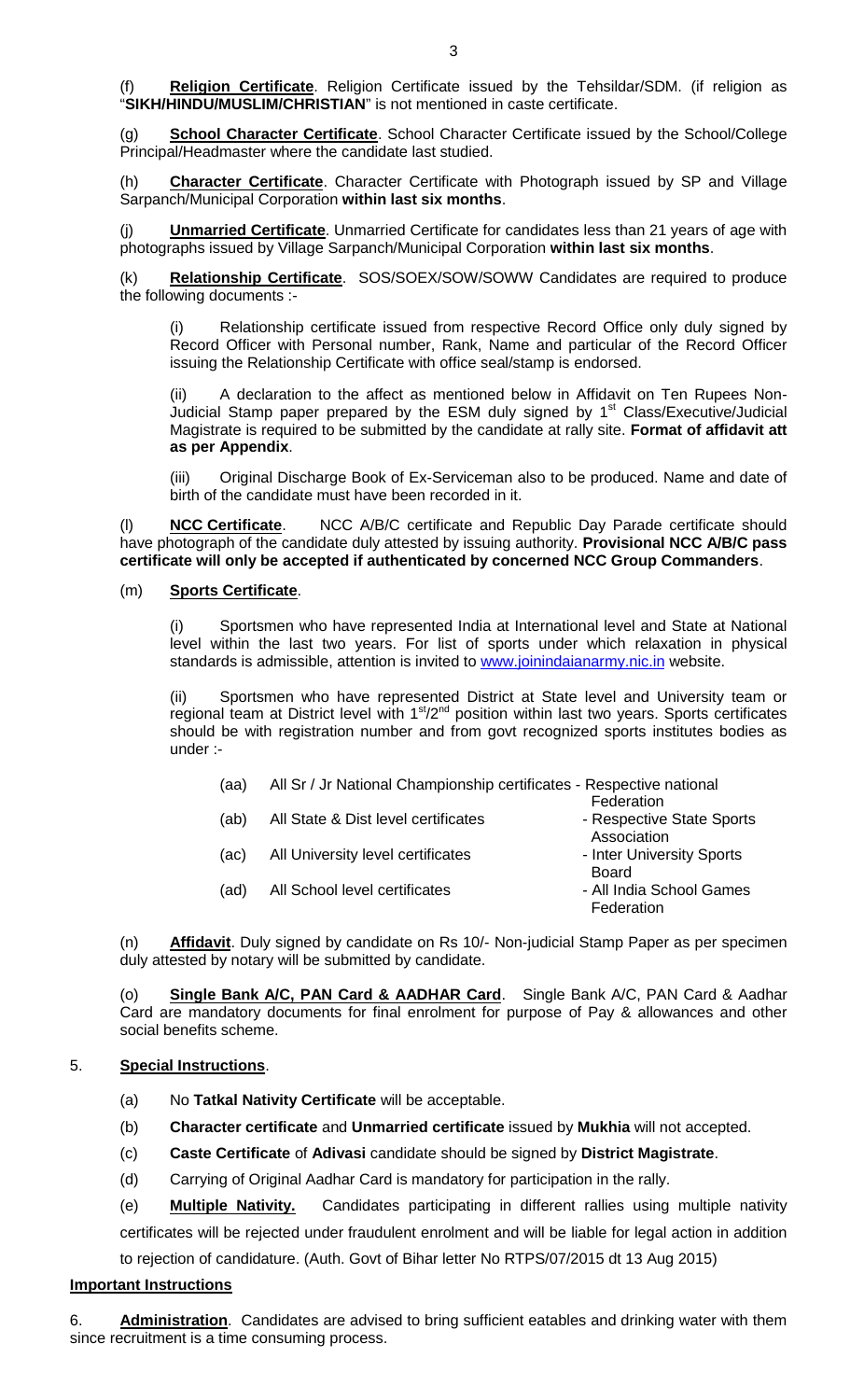(f) **Religion Certificate**. Religion Certificate issued by the Tehsildar/SDM. (if religion as "**SIKH/HINDU/MUSLIM/CHRISTIAN**" is not mentioned in caste certificate.

(g) **School Character Certificate**. School Character Certificate issued by the School/College Principal/Headmaster where the candidate last studied.

(h) **Character Certificate**. Character Certificate with Photograph issued by SP and Village Sarpanch/Municipal Corporation **within last six months**.

(j) **Unmarried Certificate**. Unmarried Certificate for candidates less than 21 years of age with photographs issued by Village Sarpanch/Municipal Corporation **within last six months**.

(k) **Relationship Certificate**. SOS/SOEX/SOW/SOWW Candidates are required to produce the following documents :-

(i) Relationship certificate issued from respective Record Office only duly signed by Record Officer with Personal number, Rank, Name and particular of the Record Officer issuing the Relationship Certificate with office seal/stamp is endorsed.

(ii) A declaration to the affect as mentioned below in Affidavit on Ten Rupees Non-Judicial Stamp paper prepared by the ESM duly signed by 1[st] Class/Executive/Judicial Magistrate is required to be submitted by the candidate at rally site. **Format of affidavit att as per Appendix**.

(iii) Original Discharge Book of Ex-Serviceman also to be produced. Name and date of birth of the candidate must have been recorded in it.

(l) **NCC Certificate**. NCC A/B/C certificate and Republic Day Parade certificate should have photograph of the candidate duly attested by issuing authority. **Provisional NCC A/B/C pass certificate will only be accepted if authenticated by concerned NCC Group Commanders**.

(m) **Sports Certificate**.

(i) Sportsmen who have represented India at International level and State at National level within the last two years. For list of sports under which relaxation in physical standards is admissible, attention is invited to www.joinindaianarmy.nic.in website.

(ii) Sportsmen who have represented District at State level and University team or regional team at District level with 1[st]/2[nd] position within last two years. Sports certificates should be with registration number and from govt recognized sports institutes bodies as under :-

(aa) All Sr / Jr National Championship certificates - Respective national Federation

(ab) All State & Dist level certificates - Respective State Sports Association

(ac) All University level certificates - Inter University Sports Board

(ad) All School level certificates - All India School Games Federation

(n) **Affidavit**. Duly signed by candidate on Rs 10/- Non-judicial Stamp Paper as per specimen duly attested by notary will be submitted by candidate.

(o) **Single Bank A/C, PAN Card & AADHAR Card**. Single Bank A/C, PAN Card & Aadhar Card are mandatory documents for final enrolment for purpose of Pay & allowances and other social benefits scheme.

5. **Special Instructions**.

(a) No **Tatkal Nativity Certificate** will be acceptable.

(b) **Character certificate** and **Unmarried certificate** issued by **Mukhia** will not accepted.

(c) **Caste Certificate** of **Adivasi** candidate should be signed by **District Magistrate**.

(d) Carrying of Original Aadhar Card is mandatory for participation in the rally.

(e) **Multiple Nativity.** Candidates participating in different rallies using multiple nativity certificates will be rejected under fraudulent enrolment and will be liable for legal action in addition to rejection of candidature. (Auth. Govt of Bihar letter No RTPS/07/2015 dt 13 Aug 2015)

**Important Instructions**

6. **Administration**. Candidates are advised to bring sufficient eatables and drinking water with them since recruitment is a time consuming process.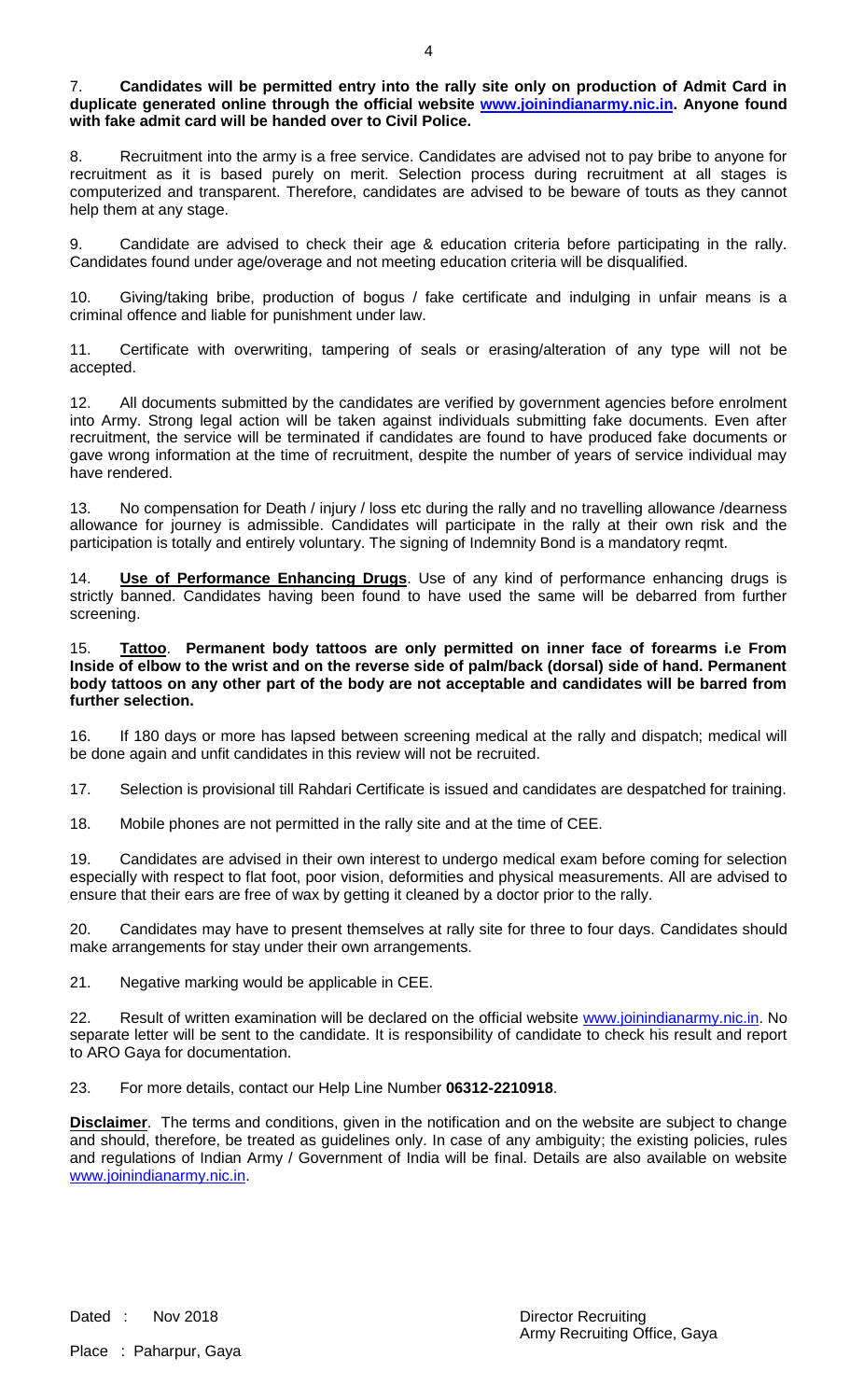7. **Candidates will be permitted entry into the rally site only on production of Admit Card in duplicate generated online through the official website [www.joinindianarmy.nic.in](http://www.joinindianarmy.nic.in). Anyone found with fake admit card will be handed over to Civil Police.**

8. Recruitment into the army is a free service. Candidates are advised not to pay bribe to anyone for recruitment as it is based purely on merit. Selection process during recruitment at all stages is computerized and transparent. Therefore, candidates are advised to be beware of touts as they cannot help them at any stage.

9. Candidate are advised to check their age & education criteria before participating in the rally. Candidates found under age/overage and not meeting education criteria will be disqualified.

10. Giving/taking bribe, production of bogus / fake certificate and indulging in unfair means is a criminal offence and liable for punishment under law.

11. Certificate with overwriting, tampering of seals or erasing/alteration of any type will not be accepted.

12. All documents submitted by the candidates are verified by government agencies before enrolment into Army. Strong legal action will be taken against individuals submitting fake documents. Even after recruitment, the service will be terminated if candidates are found to have produced fake documents or gave wrong information at the time of recruitment, despite the number of years of service individual may have rendered.

13. No compensation for Death / injury / loss etc during the rally and no travelling allowance /dearness allowance for journey is admissible. Candidates will participate in the rally at their own risk and the participation is totally and entirely voluntary. The signing of Indemnity Bond is a mandatory reqmt.

14. **Use of Performance Enhancing Drugs**. Use of any kind of performance enhancing drugs is strictly banned. Candidates having been found to have used the same will be debarred from further screening.

15. **Tattoo**. **Permanent body tattoos are only permitted on inner face of forearms i.e From Inside of elbow to the wrist and on the reverse side of palm/back (dorsal) side of hand. Permanent body tattoos on any other part of the body are not acceptable and candidates will be barred from further selection.**

16. If 180 days or more has lapsed between screening medical at the rally and dispatch; medical will be done again and unfit candidates in this review will not be recruited.

17. Selection is provisional till Rahdari Certificate is issued and candidates are despatched for training.

18. Mobile phones are not permitted in the rally site and at the time of CEE.

19. Candidates are advised in their own interest to undergo medical exam before coming for selection especially with respect to flat foot, poor vision, deformities and physical measurements. All are advised to ensure that their ears are free of wax by getting it cleaned by a doctor prior to the rally.

20. Candidates may have to present themselves at rally site for three to four days. Candidates should make arrangements for stay under their own arrangements.

21. Negative marking would be applicable in CEE.

22. Result of written examination will be declared on the official website [www.joinindianarmy.nic.in](http://www.joinindianarmy.nic.in). No separate letter will be sent to the candidate. It is responsibility of candidate to check his result and report to ARO Gaya for documentation.

23. For more details, contact our Help Line Number **06312-2210918**.

**Disclaimer**. The terms and conditions, given in the notification and on the website are subject to change and should, therefore, be treated as guidelines only. In case of any ambiguity; the existing policies, rules and regulations of Indian Army / Government of India will be final. Details are also available on website [www.joinindianarmy.nic.in](http://www.joinindianarmy.nic.in).

Dated : Nov 2018

Director Recruiting
Army Recruiting Office, Gaya

Place : Paharpur, Gaya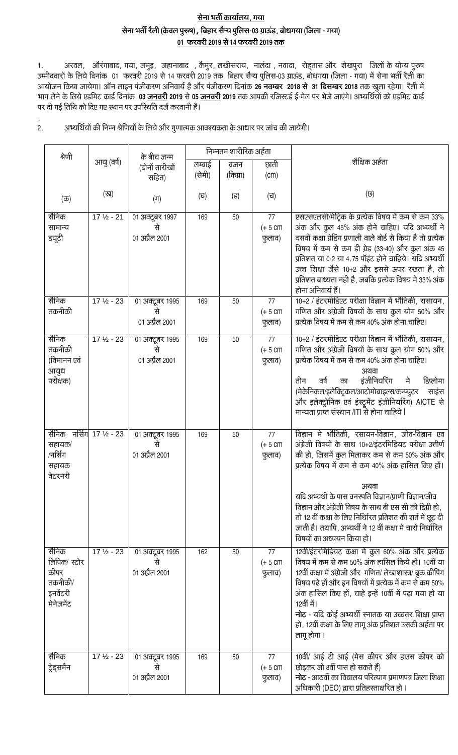## सेना भर्ती कार्यालय, गया

## सेना भर्ती रैली (केवल पुरूष) , बिहार सैन्य पुलिस-03 ग्राउंड, बोधगया (जिला - गया)

## 01 फरवरी 2019 से 14 फरवरी 2019 तक

1. अरवल, औरंगाबाद, गया, जमुइ, जहानाबाद , कैमुर, लखीसराय, नालंदा , नवादा, रोहतास और शेखपुरा जिलों के योग्य पुरूष उम्मीदवारों के लिये दिनांक 01 फरवरी 2019 से 14 फरवरी 2019 तक बिहार सैन्य पुलिस-03 ग्राउंड, बोधगया (जिला - गया) में सेना भर्ती रैली का आयोजन किया जायेगा। ऑन लाइन पंजीकरण अनिवार्य है और पंजीकरण दिनांक **26 नवम्बर 2018 से 31 दिसम्बर 2018** तक खुला रहेगा। रैली में भाग लेने के लिये एडमिट कार्ड दिनांक **03 जनवरी 2019** से **05 जनवरी 2019** तक आपकी रजिस्टर्ड ई-मेल पर भेजे जाएंगे। अभ्यर्थियों को एडमिट कार्ड पर दी गई तिथि को दिए गए स्थान पर उपस्थिति दर्ज करवानी है।

2. अभ्यर्थियों की निम्न श्रेणियों के लिये और गुणात्मक आवश्यकता के आधार पर जांच की जायेगी।

| श्रेणी | आयु (वर्ष) | के बीच जन्म (दोनों तारीखों सहित) | निम्नतम शारीरिक अर्हता | | | शैक्षिक अर्हता |
|---|---|---|---|---|---|---|
| | | | लम्बाई (सेमी) | वजन (किग्रा) | छाती (cm) | |
| (क) | (ख) | (ग) | (घ) | (ड) | (च) | (छ) |
| सैनिक सामान्य डयूटी | 17 ½ - 21 | 01 अक्टूबर 1997 से 01 अप्रैल 2001 | 169 | 50 | 77 (+ 5 cm फुलाव) | एसएसएलसी/मैट्रिक के प्रत्येक विषय में कम से कम 33% अंक और कुल 45% अंक होने चाहिए। यदि अभ्यर्थी ने दसवीं कक्षा ग्रेडिंग प्रणाली वाले बोर्ड से किया है तो प्रत्येक विषय में कम से कम डी ग्रेड (33-40) और कुल अंक 45 प्रतिशत या C-2 या 4.75 पॉइंट होने चाहिये। यदि अभ्यर्थी उच्च शिक्षा जैसे 10+2 और इससे ऊपर रखता है, तो प्रतिशत बाध्यता नही है, जबकि प्रत्येक विषय मे 33% अंक होना अनिवार्य हैं। |
| सैनिक तकनीकी | 17 ½ - 23 | 01 अक्टूबर 1995 से 01 अप्रैल 2001 | 169 | 50 | 77 (+ 5 cm फुलाव) | 10+2 / इंटरमीडिएट परीक्षा विज्ञान में भौतिकी, रासायन, गणित और अंग्रेजी विषयों के साथ कुल योग 50% और प्रत्येक विषय में कम से कम 40% अंक होना चाहिए। |
| सैनिक तकनीकी (विमानन एवं आयुध परीक्षक) | 17 ½ - 23 | 01 अक्टूबर 1995 से 01 अप्रैल 2001 | 169 | 50 | 77 (+ 5 cm फुलाव) | 10+2 / इंटरमीडिएट परीक्षा विज्ञान में भौतिकी, रासायन, गणित और अंग्रेजी विषयों के साथ कुल योग 50% और प्रत्येक विषय में कम से कम 40% अंक होना चाहिए। अथवा तीन वर्ष का इंजीनियरिंग मे डिप्लोमा (मेकेनिकल/इलेक्ट्रिकल/आटोमोबाइल्स/कम्प्युटर साइंस और इलेक्ट्रोनिक एवं इंस्ट्रूमेंट इंजीनियरिंग) AICTE से मान्यता प्राप्त संस्थान /ITI से होना चाहिये। |
| सैनिक नर्सिंग सहायक/ /नर्सिंग सहायक वेटरनरी | 17 ½ - 23 | 01 अक्टूबर 1995 से 01 अप्रैल 2001 | 169 | 50 | 77 (+ 5 cm फुलाव) | विज्ञान मे भौतिकी, रसायन-विज्ञान, जीव-विज्ञान एव अंग्रेजी विषयों के साथ 10+2/इंटरमिडियट परीक्षा उत्तीर्ण की हो, जिसमें कुल मिलाकर कम से कम 50% अंक और प्रत्येक विषय में कम से कम 40% अंक हासिल किए हों। अथवा यदि अभ्यथी के पास वनस्पति विज्ञान/प्राणी विज्ञान/जीव विज्ञान और अंग्रेजी विषय के साथ बी एस सी की डिग्री हो, तो 12 वीं कक्षा के लिए निर्धारित प्रतिशत की शर्त में छूट दी जाती है। तथापि, अभ्यर्थी ने 12 वीं कक्षा में चारों निर्धारित विषयों का अध्ययन किया हो। |
| सैनिक लिपिक/ स्टोर कीपर तकनीकी/ इनवेंटरी मेनेजमेंट | 17 ½ - 23 | 01 अक्टूबर 1995 से 01 अप्रैल 2001 | 162 | 50 | 77 (+ 5 cm फुलाव) | 12वीं/इंटरमिडियट कक्षा में कुल 60% अंक और प्रत्येक विषय में कम से कम 50% अंक हासिल किये हों। 10वीं या 12वीं कक्षा में अंग्रेजी और गणित/ लेखाशास्त्र/ बुक कीपिंग विषय पढ़े हों और इन विषयों में प्रत्येक में कम से कम 50% अंक हासिल किए हों, चाहे इन्हें 10वीं में पढ़ा गया हो या 12वीं में। **नोट** - यदि कोई अभ्यर्थी स्नातक या उच्चतर शिक्षा प्राप्त हो, 12वीं कक्षा के लिए लागू अंक प्रतिशत उसकी अर्हता पर लागू होगा। |
| सैनिक ट्रेड्समैन | 17 ½ - 23 | 01 अक्टूबर 1995 से 01 अप्रैल 2001 | 169 | 50 | 77 (+ 5 cm फुलाव) | 10वीं/ आई टी आई (मेस कीपर और हाउस कीपर को छोड़कर जो 8वीं पास हो सकते हैं) **नोट** - आठवीं का विद्यालय परित्याग प्रमाणपत्र जिला शिक्षा अधिकारी (DEO) द्वारा प्रतिहस्ताक्षरित हो। |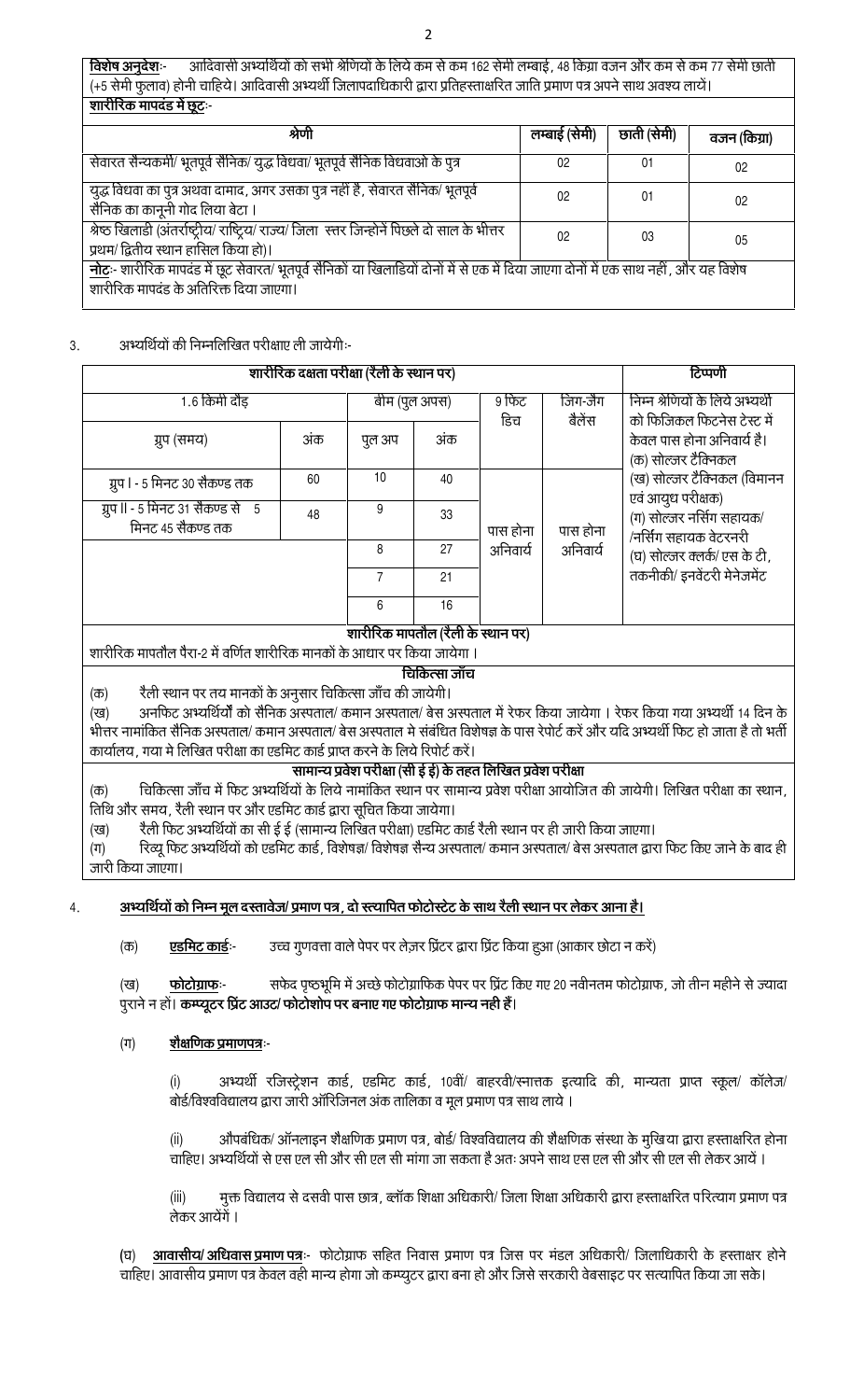**विशेष अनुदेशः-** आदिवासी अभ्यर्थियों को सभी श्रेणियों के लिये कम से कम 162 सेमी लम्बाई, 48 किग्रा वजन और कम से कम 77 सेमी छाती (+5 सेमी फुलाव) होनी चाहिये। आदिवासी अभ्यर्थी जिलापदाधिकारी द्वारा प्रतिहस्ताक्षरित जाति प्रमाण पत्र अपने साथ अवश्य लायें।

**शारीरिक मापदंड में छूटः-**

| श्रेणी | लम्बाई (सेमी) | छाती (सेमी) | वजन (किग्रा) |
|---|---|---|---|
| सेवारत सैन्यकर्मी/ भूतपूर्व सैनिक/ युद्ध विधवा/ भूतपूर्व सैनिक विधवाओ के पुत्र | 02 | 01 | 02 |
| युद्ध विधवा का पुत्र अथवा दामाद, अगर उसका पुत्र नहीं है, सेवारत सैनिक/ भूतपूर्व सैनिक का कानूनी गोद लिया बेटा। | 02 | 01 | 02 |
| श्रेष्ठ खिलाडी (अंतर्राष्ट्रीय/ राष्ट्रिय/ राज्य/ जिला स्तर जिन्होनें पिछले दो साल के भीत्तर प्रथम/ द्वितीय स्थान हासिल किया हो)। | 02 | 03 | 05 |

**नोटः**- शारीरिक मापदंड में छूट सेवारत/ भूतपूर्व सैनिकों या खिलाडियों दोनों में से एक में दिया जाएगा दोनों में एक साथ नहीं, और यह विशेष शारीरिक मापदंड के अतिरिक्त दिया जाएगा।

3. अभ्यर्थियों की निम्नलिखित परीक्षाए ली जायेगीः-

| शारीरिक दक्षता परीक्षा (रैली के स्थान पर) | | | | | | टिप्पणी |
|---|---|---|---|---|---|---|
| 1.6 किमी दौड़ | | बीम (पुल अप्स) | | 9 फिट डिच | जिग-जैग बैलेंस | निम्न श्रेणियों के लिये अभ्यर्थी को फिजिकल फिटनेस टेस्ट में केवल पास होना अनिवार्य है। (क) सोल्जर टैक्निकल (ख) सोल्जर टैक्निकल (विमानन एवं आयुध परीक्षक) (ग) सोल्जर नर्सिंग सहायक/ /नर्सिंग सहायक वेटरनरी (घ) सोल्जर क्लर्क/ एस के टी, तकनीकी/ इनवेंटरी मेनेजमेंट |
| ग्रुप (समय) | अंक | पुल अप | अंक | | | |
| ग्रुप I - 5 मिनट 30 सैकण्ड तक | 60 | 10 | 40 | पास होना अनिवार्य | पास होना अनिवार्य | |
| ग्रुप II - 5 मिनट 31 सैकण्ड से 5 मिनट 45 सैकण्ड तक | 48 | 9 | 33 | | | |
| | | 8 | 27 | | | |
| | | 7 | 21 | | | |
| | | 6 | 16 | | | |

**शारीरिक मापतौल (रैली के स्थान पर)**

शारीरिक मापतौल पैरा-2 में वर्णित शारीरिक मानकों के आधार पर किया जायेगा।

**चिकित्सा जॉच**

(क) रैली स्थान पर तय मानकों के अनुसार चिकित्सा जाँच की जायेगी।

(ख) अनफिट अभ्यर्थियों को सैनिक अस्पताल/ कमान अस्पताल/ बेस अस्पताल में रेफर किया जायेगा। रेफर किया गया अभ्यर्थी 14 दिन के भीत्तर नामांकित सैनिक अस्पताल/ कमान अस्पताल/ बेस अस्पताल मे संबंधित विशेषज्ञ के पास रेपोर्ट करें और यदि अभ्यर्थी फिट हो जाता है तो भर्ती कार्यालय, गया मे लिखित परीक्षा का एडमिट कार्ड प्राप्त करने के लिये रिपोर्ट करें।

**सामान्य प्रवेश परीक्षा (सी ई ई) के तहत लिखित प्रवेश परीक्षा**

(क) चिकित्सा जाँच में फिट अभ्यर्थियों के लिये नामांकित स्थान पर सामान्य प्रवेश परीक्षा आयोजित की जायेगी। लिखित परीक्षा का स्थान, तिथि और समय, रैली स्थान पर और एडमिट कार्ड द्वारा सूचित किया जायेगा।

(ख) रैली फिट अभ्यर्थियों का सी ई ई (सामान्य लिखित परीक्षा) एडमिट कार्ड रैली स्थान पर ही जारी किया जाएगा।

(ग) रिव्यू फिट अभ्यर्थियों को एडमिट कार्ड, विशेषज्ञ/ विशेषज्ञ सैन्य अस्पताल/ कमान अस्पताल/ बेस अस्पताल द्वारा फिट किए जाने के बाद ही जारी किया जाएगा।

4. **अभ्यर्थियों को निम्न मूल दस्तावेज/ प्रमाण पत्र, दो स्त्यापित फोटोस्टेट के साथ रैली स्थान पर लेकर आना है।**

(क) **एडमिट कार्डः-** उच्च गुणवत्ता वाले पेपर पर लेज़र प्रिंटर द्वारा प्रिंट किया हुआ (आकार छोटा न करें)

(ख) **फोटोग्राफः-** सफेद पृष्ठभूमि में अच्छे फोटोग्राफिक पेपर पर प्रिंट किए गए 20 नवीनतम फोटोग्राफ, जो तीन महीने से ज्यादा पुराने न हों। **कम्प्यूटर प्रिंट आउट/ फोटोशोप पर बनाए गए फोटोग्राफ मान्य नही हैं।**

(ग) **शैक्षणिक प्रमाणपत्रः-**

(i) अभ्यर्थी रजिस्ट्रेशन कार्ड, एडमिट कार्ड, 10वीं/ बाहरवी/स्नातक इत्यादि की, मान्यता प्राप्त स्कूल/ कॉलेज/ बोर्ड/विश्वविद्यालय द्वारा जारी ऑरिजिनल अंक तालिका व मूल प्रमाण पत्र साथ लाये।

(ii) औपबंधिक/ ऑनलाइन शैक्षणिक प्रमाण पत्र, बोर्ड/ विश्वविद्यालय की शैक्षणिक संस्था के मुखिया द्वारा हस्ताक्षरित होना चाहिए। अभ्यर्थियों से एस एल सी और सी एल सी मांगा जा सकता है अतः अपने साथ एस एल सी और सी एल सी लेकर आयें।

(iii) मुक्त विद्यालय से दसवी पास छात्र, ब्लॉक शिक्षा अधिकारी/ जिला शिक्षा अधिकारी द्वारा हस्ताक्षरित परित्याग प्रमाण पत्र लेकर आयेंगें।

(घ) **आवासीय/ अधिवास प्रमाण पत्रः-** फोटोग्राफ सहित निवास प्रमाण पत्र जिस पर मंडल अधिकारी/ जिलाधिकारी के हस्ताक्षर होने चाहिए। आवासीय प्रमाण पत्र केवल वही मान्य होगा जो कम्प्युटर द्वारा बना हो और जिसे सरकारी वेबसाइट पर सत्यापित किया जा सके।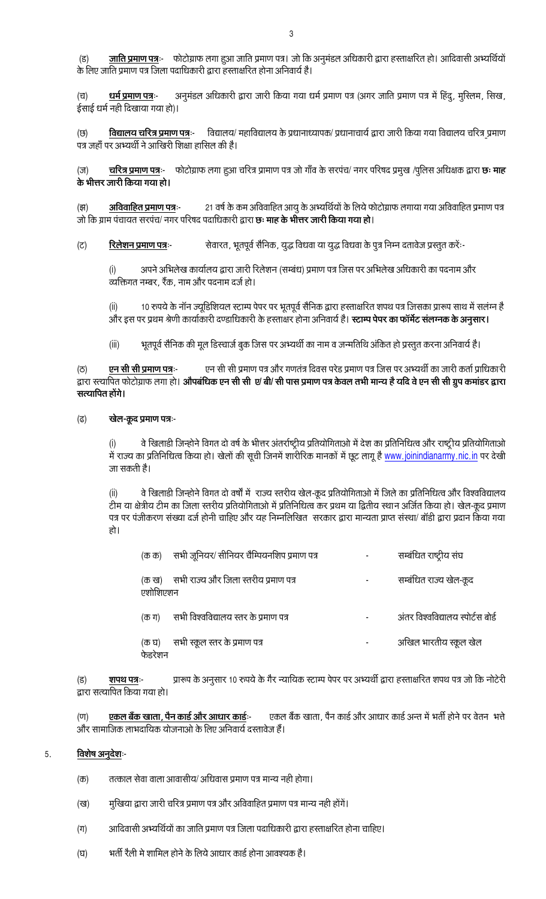(ङ) **जाति प्रमाण पत्र**:- फोटोग्राफ लगा हुआ जाति प्रमाण पत्र। जो कि अनुमंडल अधिकारी द्वारा हस्ताक्षरित हो। आदिवासी अभ्यर्थियों के लिए जाति प्रमाण पत्र जिला पदाधिकारी द्वारा हस्ताक्षरित होना अनिवार्य है।

(च) **धर्म प्रमाण पत्र**:- अनुमंडल अधिकारी द्वारा जारी किया गया धर्म प्रमाण पत्र (अगर जाति प्रमाण पत्र में हिंदु, मुस्लिम, सिख, ईसाई धर्म नही दिखाया गया हो)।

(छ) **विद्यालय चरित्र प्रमाण पत्र**:- विद्यालय/ महाविद्यालय के प्रधानाध्यापक/ प्रधानाचार्य द्वारा जारी किया गया विद्यालय चरित्र प्रमाण पत्र जहाँ पर अभ्यर्थी ने आखिरी शिक्षा हासिल की है।

(ज) **चरित्र प्रमाण पत्र**:- फोटोग्राफ लगा हुआ चरित्र प्रामाण पत्र जो गाँव के सरपंच/ नगर परिषद प्रमुख /पुलिस अधिक्षक द्वारा **छः माह के भीत्तर जारी किया गया हो।**

(झ) **अविवाहित प्रमाण पत्र**:- 21 वर्ष के कम अविवाहित आयु के अभ्यर्थियों के लिये फोटोग्राफ लगाया गया अविवाहित प्रमाण पत्र जो कि ग्राम पंचायत सरपंच/ नगर परिषद पदाधिकारी द्वारा **छः माह के भीत्तर जारी किया गया हो**।

(ट) **रिलेशन प्रमाण पत्र**:- सेवारत, भूतपूर्व सैनिक, युद्ध विधवा या युद्ध विधवा के पुत्र निम्न दतावेज प्रस्तुत करें:-

(i) अपने अभिलेख कार्यालय द्वारा जारी रिलेशन (सम्बंध) प्रमाण पत्र जिस पर अभिलेख अधिकारी का पदनाम और व्यक्तिगत नम्बर, रैंक, नाम और पदनाम दर्ज हो।

(ii) 10 रुपये के नॉन ज्यूडिशियल स्टाम्प पेपर पर भूतपूर्व सैनिक द्वारा हस्ताक्षरित शपथ पत्र जिसका प्रारूप साथ में सलंग्न है और इस पर प्रथम श्रेणी कार्याकारी दण्डाधिकारी के हस्ताक्षर होना अनिवार्य है। **स्टाम्प पेपर का फॉर्मेट संलग्नक के अनुसार।**

(iii) भूतपूर्व सैनिक की मूल डिस्चार्ज बुक जिस पर अभ्यर्थी का नाम व जन्मतिथि अंकित हो प्रस्तुत करना अनिवार्य है।

(ठ) **एन सी सी प्रमाण पत्र**:- एन सी सी प्रमाण पत्र और गणतंत्र दिवस परेड प्रमाण पत्र जिस पर अभ्यर्थी का जारी कर्ता प्राधिकारी द्वारा सत्यापित फोटोग्राफ लगा हो। **औपबंधिक एन सी सी ए/ बी/ सी पास प्रमाण पत्र केवल तभी मान्य है यदि वे एन सी सी ग्रुप कमांडर द्वारा सत्यापित होंगे।**

(ढ) **खेल-कूद प्रमाण पत्र**:-

(i) वे खिलाड़ी जिन्होने विगत दो वर्ष के भीत्तर अंतर्राष्ट्रीय प्रतियोगिताओ में देश का प्रतिनिधित्व और राष्ट्रीय प्रतियोगिताओ में राज्य का प्रतिनिधित्व किया हो। खेलों की सूची जिनमें शारीरिक मानकों में छूट लागू है www.joinindianarmy.nic.in पर देखी जा सकती है।

(ii) वे खिलाड़ी जिन्होने विगत दो वर्षों में राज्य स्तरीय खेल-कूद प्रतियोगिताओ में जिले का प्रतिनिधित्व और विश्वविद्यालय टीम या क्षेत्रीय टीम का जिला स्तरीय प्रतियोगिताओ में प्रतिनिधित्व कर प्रथम या द्वितीय स्थान अर्जित किया हो। खेल-कूद प्रमाण पत्र पर पंजीकरण संख्या दर्ज होनी चाहिए और यह निम्नलिखित सरकार द्वारा मान्यता प्राप्त संस्था/ बॉडी द्वारा प्रदान किया गया हो।

| | | | |
|---|---|---|---|
| (क क) | सभी जूनियर/ सीनियर चैम्पियनशिप प्रमाण पत्र | - | सम्बंधित राष्ट्रीय संघ |
| (क ख) | सभी राज्य और जिला स्तरीय प्रमाण पत्र | - | सम्बंधित राज्य खेल-कूद एशोशिएशन |
| (क ग) | सभी विश्वविद्यालय स्तर के प्रमाण पत्र | - | अंतर विश्वविद्यालय स्पोर्टस बोर्ड |
| (क घ) | सभी स्कूल स्तर के प्रमाण पत्र | - | अखिल भारतीय स्कूल खेल फेडरेशन |

(ड) **शपथ पत्र**:- प्रारूप के अनुसार 10 रुपये के गैर न्यायिक स्टाम्प पेपर पर अभ्यर्थी द्वारा हस्ताक्षरित शपथ पत्र जो कि नोटेरी द्वारा सत्यापित किया गया हो।

(ण) **एकल बैंक खाता, पैन कार्ड और आधार कार्ड**:- एकल बैंक खाता, पैन कार्ड और आधार कार्ड अन्त में भर्ती होने पर वेतन भत्ते और सामाजिक लाभदायिक योजनाओ के लिए अनिवार्य दस्तावेज हैं।

5. **विशेष अनुदेश**:-

(क) तत्काल सेवा वाला आवासीय/ अधिवास प्रमाण पत्र मान्य नही होगा।

(ख) मुखिया द्वारा जारी चरित्र प्रमाण पत्र और अविवाहित प्रमाण पत्र मान्य नही होंगें।

(ग) आदिवासी अभ्यर्थियों का जाति प्रमाण पत्र जिला पदाधिकारी द्वारा हस्ताक्षरित होना चाहिए।

(घ) भर्ती रैली मे शामिल होने के लिये आधार कार्ड होना आवश्यक है।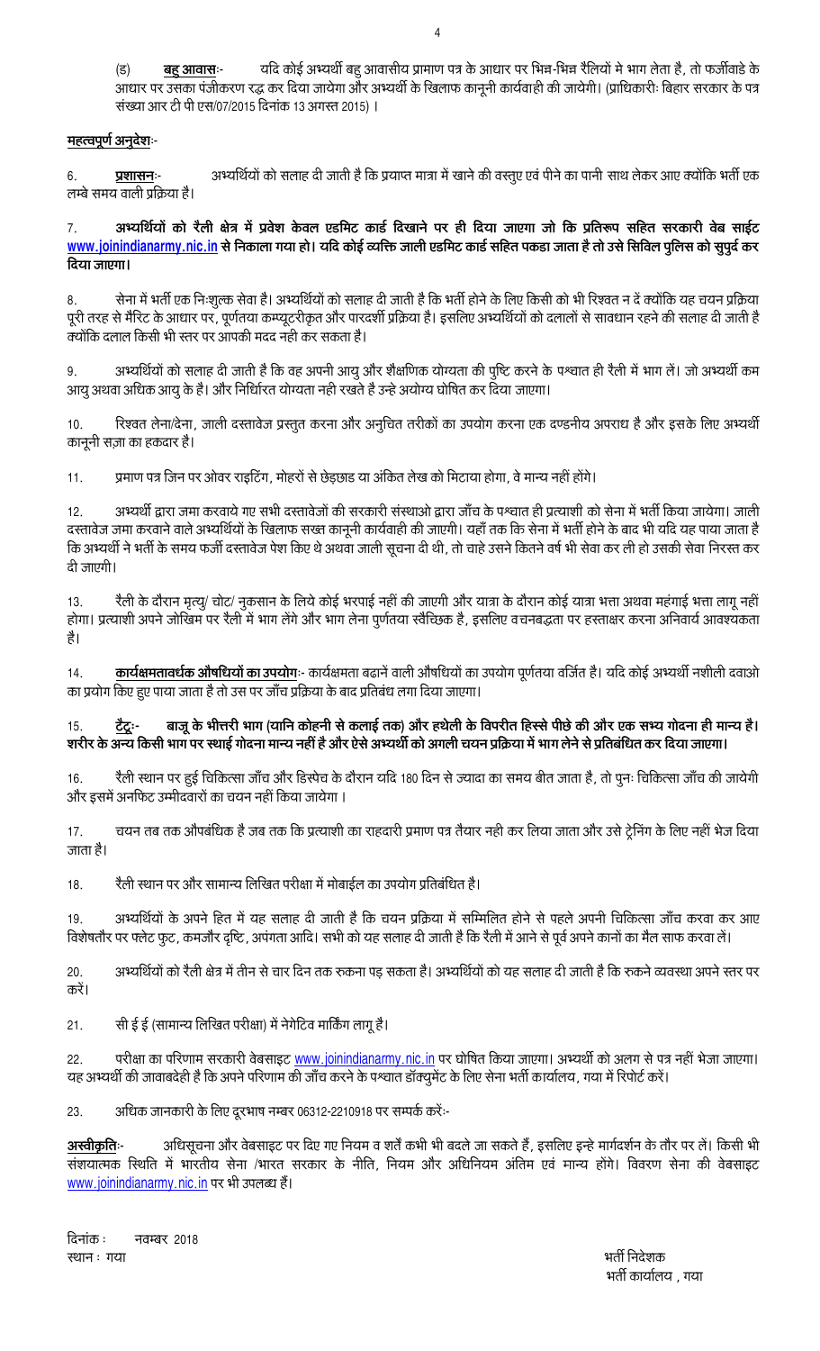(ड) **बहु आवास**:- यदि कोई अभ्यर्थी बहु आवासीय प्रामाण पत्र के आधार पर भिन्न-भिन्न रैलियों मे भाग लेता है, तो फर्जीवाडे के आधार पर उसका पंजीकरण रद्ध कर दिया जायेगा और अभ्यर्थी के खिलाफ कानूनी कार्यवाही की जायेगी। (प्राधिकारीः बिहार सरकार के पत्र संख्या आर टी पी एस/07/2015 दिनांक 13 अगस्त 2015) ।

**महत्वपूर्ण अनुदेश**:-

6. **प्रशासन**:- अभ्यर्थियों को सलाह दी जाती है कि प्रयाप्त मात्रा में खाने की वस्तुए एवं पीने का पानी साथ लेकर आए क्योंकि भर्ती एक लम्बे समय वाली प्रक्रिया है।

7. **अभ्यर्थियों को रैली क्षेत्र में प्रवेश केवल एडमिट कार्ड दिखाने पर ही दिया जाएगा जो कि प्रतिरूप सहित सरकारी वेब साईट www.joinindianarmy.nic.in से निकाला गया हो। यदि कोई व्यक्ति जाली एडमिट कार्ड सहित पकडा जाता है तो उसे सिविल पुलिस को सुपुर्द कर दिया जाएगा।**

8. सेना में भर्ती एक निःशुल्क सेवा है। अभ्यर्थियों को सलाह दी जाती है कि भर्ती होने के लिए किसी को भी रिश्वत न दें क्योंकि यह चयन प्रक्रिया पूरी तरह से मैरिट के आधार पर, पूर्णतया कम्प्यूटरीकृत और पारदर्शी प्रक्रिया है। इसलिए अभ्यर्थियों को दलालों से सावधान रहने की सलाह दी जाती है क्योंकि दलाल किसी भी स्तर पर आपकी मदद नही कर सकता है।

9. अभ्यर्थियों को सलाह दी जाती है कि वह अपनी आयु और शैक्षणिक योग्यता की पुष्टि करने के पश्वात ही रैली में भाग लें। जो अभ्यर्थी कम आयु अथवा अधिक आयु के है। और निर्धारित योग्यता नही रखते है उन्हे अयोग्य घोषित कर दिया जाएगा।

10. रिश्वत लेना/देना, जाली दस्तावेज प्रस्तुत करना और अनुचित तरीकों का उपयोग करना एक दण्डनीय अपराध है और इसके लिए अभ्यर्थी कानूनी सज़ा का हकदार है।

11. प्रमाण पत्र जिन पर ओवर राइटिंग, मोहरों से छेड़छाड या अंकित लेख को मिटाया होगा, वे मान्य नहीं होंगे।

12. अभ्यर्थी द्वारा जमा करवाये गए सभी दस्तावेजों की सरकारी संस्थाओ द्वारा जाँच के पश्चात ही प्रत्याशी को सेना में भर्ती किया जायेगा। जाली दस्तावेज जमा करवाने वाले अभ्यर्थियों के खिलाफ सख्त कानूनी कार्यवाही की जाएगी। यहाँ तक कि सेना में भर्ती होने के बाद भी यदि यह पाया जाता है कि अभ्यर्थी ने भर्ती के समय फर्जी दस्तावेज पेश किए थे अथवा जाली सूचना दी थी, तो चाहे उसने कितने वर्ष भी सेवा कर ली हो उसकी सेवा निरस्त कर दी जाएगी।

13. रैली के दौरान मृत्यु/ चोट/ नुकसान के लिये कोई भरपाई नहीं की जाएगी और यात्रा के दौरान कोई यात्रा भत्ता अथवा महंगाई भत्ता लागू नहीं होगा। प्रत्याशी अपने जोखिम पर रैली में भाग लेंगे और भाग लेना पुर्णतया स्वैच्छिक है, इसलिए वचनबद्धता पर हस्ताक्षर करना अनिवार्य आवश्यकता है।

14. **कार्यक्षमतावर्धक औषधियों का उपयोग**:- कार्यक्षमता बढानें वाली औषधियों का उपयोग पूर्णतया वर्जित है। यदि कोई अभ्यर्थी नशीली दवाओ का प्रयोग किए हुए पाया जाता है तो उस पर जाँच प्रक्रिया के बाद प्रतिबंध लगा दिया जाएगा।

15. **टैटूः- बाजू के भीत्तरी भाग (यानि कोहनी से कलाई तक) और हथेली के विपरीत हिस्से पीछे की और एक सभ्य गोदना ही मान्य है। शरीर के अन्य किसी भाग पर स्थाई गोदना मान्य नहीं है और ऐसे अभ्यर्थी को अगली चयन प्रक्रिया में भाग लेने से प्रतिबंधित कर दिया जाएगा।**

16. रैली स्थान पर हुई चिकित्सा जाँच और डिस्पेच के दौरान यदि 180 दिन से ज्यादा का समय बीत जाता है, तो पुनः चिकित्सा जाँच की जायेगी और इसमें अनफिट उम्मीदवारों का चयन नहीं किया जायेगा ।

17. चयन तब तक औपबंधिक है जब तक कि प्रत्याशी का राहदारी प्रमाण पत्र तैयार नही कर लिया जाता और उसे ट्रेनिंग के लिए नहीं भेज दिया जाता है।

18. रैली स्थान पर और सामान्य लिखित परीक्षा में मोबाईल का उपयोग प्रतिबंधित है।

19. अभ्यर्थियों के अपने हित में यह सलाह दी जाती है कि चयन प्रक्रिया में सम्मिलित होने से पहले अपनी चिकित्सा जाँच करवा कर आए विशेषतौर पर फ्लेट फुट, कमजौर दृष्टि, अपंगता आदि। सभी को यह सलाह दी जाती है कि रैली में आने से पूर्व अपने कानों का मैल साफ करवा लें।

20. अभ्यर्थियों को रैली क्षेत्र में तीन से चार दिन तक रुकना पड़ सकता है। अभ्यर्थियों को यह सलाह दी जाती है कि रुकने व्यवस्था अपने स्तर पर करें।

21. सी ई ई (सामान्य लिखित परीक्षा) में नेगेटिव मार्किंग लागू है।

22. परीक्षा का परिणाम सरकारी वेबसाइट www.joinindianarmy.nic.in पर घोषित किया जाएगा। अभ्यर्थी को अलग से पत्र नहीं भेजा जाएगा। यह अभ्यर्थी की जावाबदेही है कि अपने परिणाम की जाँच करने के पश्वात डॉक्युमेंट के लिए सेना भर्ती कार्यालय, गया में रिपोर्ट करें।

23. अधिक जानकारी के लिए दूरभाष नम्बर 06312-2210918 पर सम्पर्क करें:-

**अस्वीकृति**:- अधिसूचना और वेबसाइट पर दिए गए नियम व शर्तें कभी भी बदले जा सकते हैं, इसलिए इन्हे मार्गदर्शन के तौर पर लें। किसी भी संशयात्मक स्थिति में भारतीय सेना /भारत सरकार के नीति, नियम और अधिनियम अंतिम एवं मान्य होंगे। विवरण सेना की वेबसाइट www.joinindianarmy.nic.in पर भी उपलब्ध हैं।

दिनांक : नवम्बर 2018
स्थान : गया

भर्ती निदेशक
भर्ती कार्यालय , गया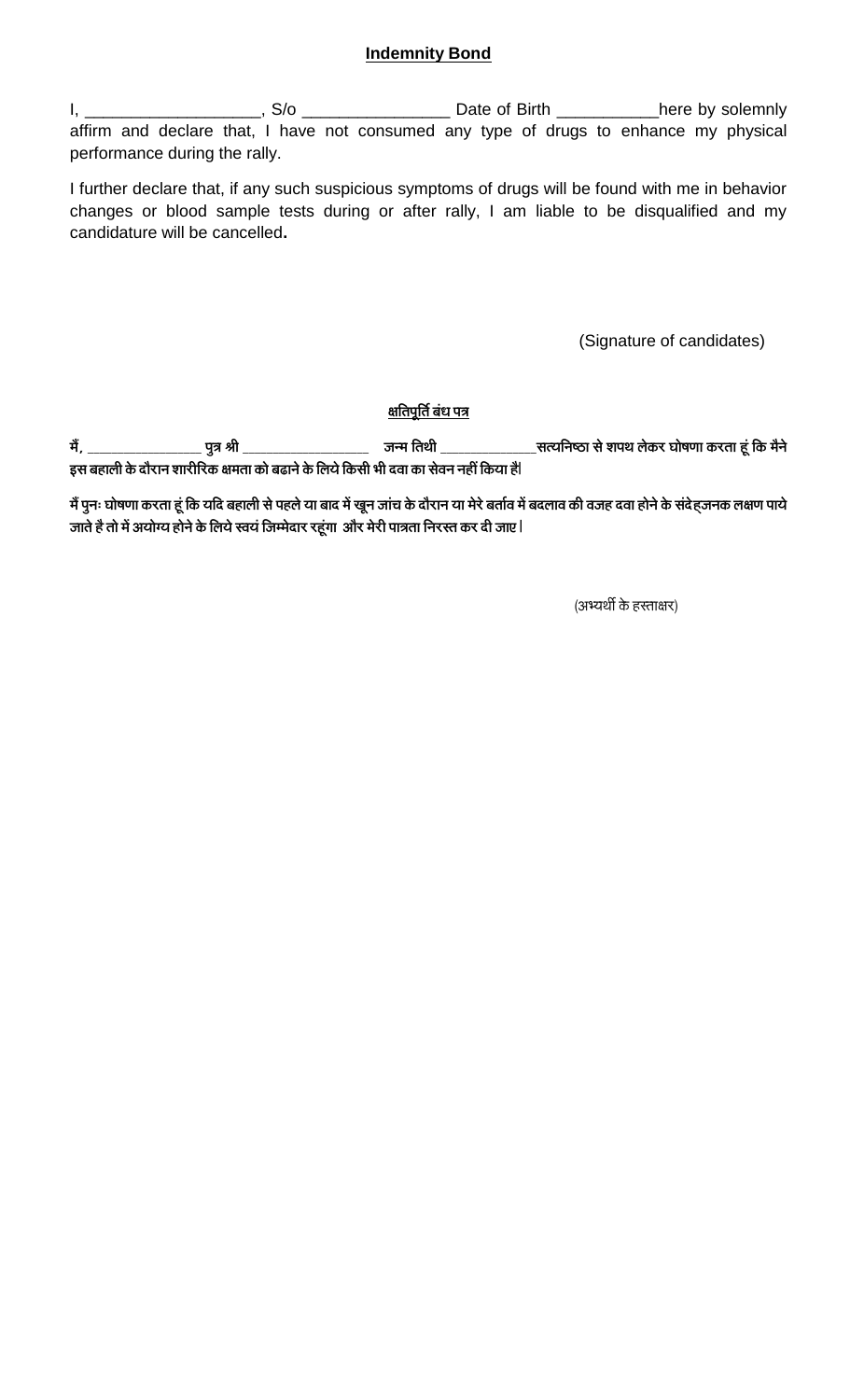**Indemnity Bond**

I, ___________________, S/o ________________ Date of Birth ___________here by solemnly affirm and declare that, I have not consumed any type of drugs to enhance my physical performance during the rally.

I further declare that, if any such suspicious symptoms of drugs will be found with me in behavior changes or blood sample tests during or after rally, I am liable to be disqualified and my candidature will be cancelled**.**

(Signature of candidates)

**क्षतिपूर्ति बंध पत्र**

**मैं, _______________ पुत्र श्री _________________ जन्म तिथी _____________सत्यनिष्ठा से शपथ लेकर घोषणा करता हूं कि मैने इस बहाली के दौरान शारीरिक क्षमता को बढाने के लिये किसी भी दवा का सेवन नहीं किया है।**

**मैं पुनः घोषणा करता हूं कि यदि बहाली से पहले या बाद में खून जांच के दौरान या मेरे बर्ताव में बदलाव की वजह दवा होने के संदेह्जनक लक्षण पाये जाते है तो में अयोग्य होने के लिये स्वयं जिम्मेदार रहूंगा और मेरी पात्रता निरस्त कर दी जाए।**

(अभ्यर्थी के हस्ताक्षर)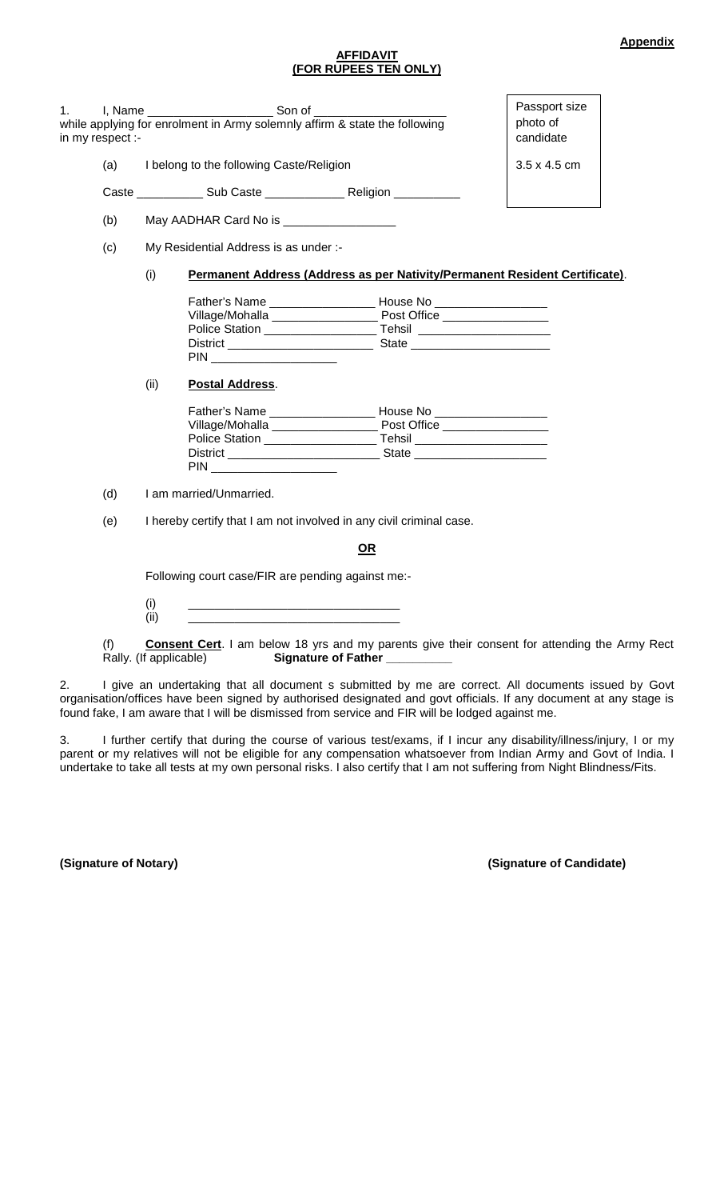**Appendix**

**AFFIDAVIT**
**(FOR RUPEES TEN ONLY)**

| Passport size photo of candidate |
|---|
| 3.5 x 4.5 cm |

1. I, Name ___________________ Son of ___________________ while applying for enrolment in Army solemnly affirm & state the following in my respect :-

(a) I belong to the following Caste/Religion

Caste __________ Sub Caste ____________ Religion __________

(b) May AADHAR Card No is _________________

(c) My Residential Address is as under :-

(i) **Permanent Address (Address as per Nativity/Permanent Resident Certificate)**.

Father's Name ________________ House No _________________
Village/Mohalla ________________ Post Office ________________
Police Station _________________ Tehsil ___________________
District ______________________ State ____________________
PIN ___________________

(ii) **Postal Address**.

Father's Name ________________ House No _________________
Village/Mohalla ________________ Post Office ________________
Police Station _________________ Tehsil ___________________
District ______________________ State ____________________
PIN ___________________

(d) I am married/Unmarried.

(e) I hereby certify that I am not involved in any civil criminal case.

**OR**

Following court case/FIR are pending against me:-

(i) ______________________________
(ii) ______________________________

(f) **Consent Cert**. I am below 18 yrs and my parents give their consent for attending the Army Rect Rally. (If applicable) **Signature of Father __________**

2. I give an undertaking that all document s submitted by me are correct. All documents issued by Govt organisation/offices have been signed by authorised designated and govt officials. If any document at any stage is found fake, I am aware that I will be dismissed from service and FIR will be lodged against me.

3. I further certify that during the course of various test/exams, if I incur any disability/illness/injury, I or my parent or my relatives will not be eligible for any compensation whatsoever from Indian Army and Govt of India. I undertake to take all tests at my own personal risks. I also certify that I am not suffering from Night Blindness/Fits.

**(Signature of Notary)** **(Signature of Candidate)**